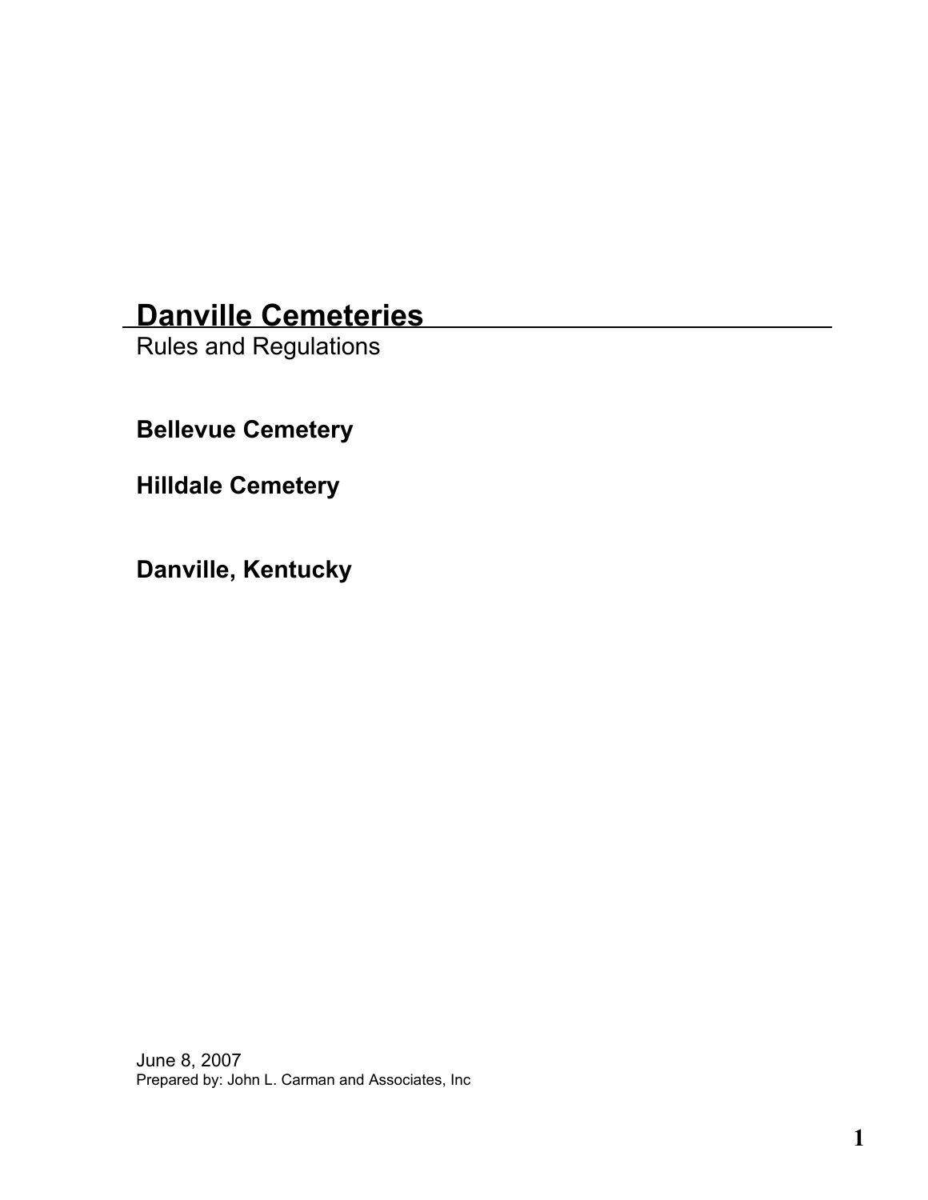# Danville Cemeteries

Rules and Regulations

**Bellevue Cemetery**

**Hilldale Cemetery**

**Danville, Kentucky**

June 8, 2007

Prepared by: John L. Carman and Associates, Inc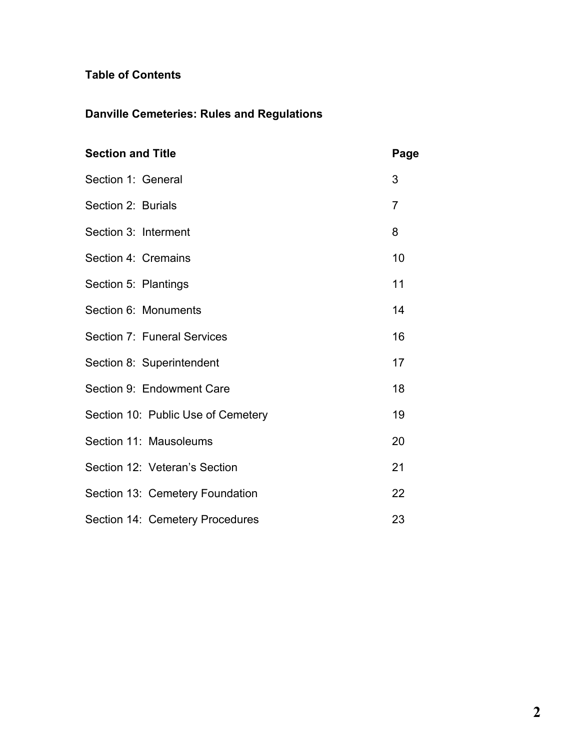**Table of Contents**

**Danville Cemeteries: Rules and Regulations**

| Section and Title | Page |
|---|---|
| Section 1: General | 3 |
| Section 2: Burials | 7 |
| Section 3: Interment | 8 |
| Section 4: Cremains | 10 |
| Section 5: Plantings | 11 |
| Section 6: Monuments | 14 |
| Section 7: Funeral Services | 16 |
| Section 8: Superintendent | 17 |
| Section 9: Endowment Care | 18 |
| Section 10: Public Use of Cemetery | 19 |
| Section 11: Mausoleums | 20 |
| Section 12: Veteran's Section | 21 |
| Section 13: Cemetery Foundation | 22 |
| Section 14: Cemetery Procedures | 23 |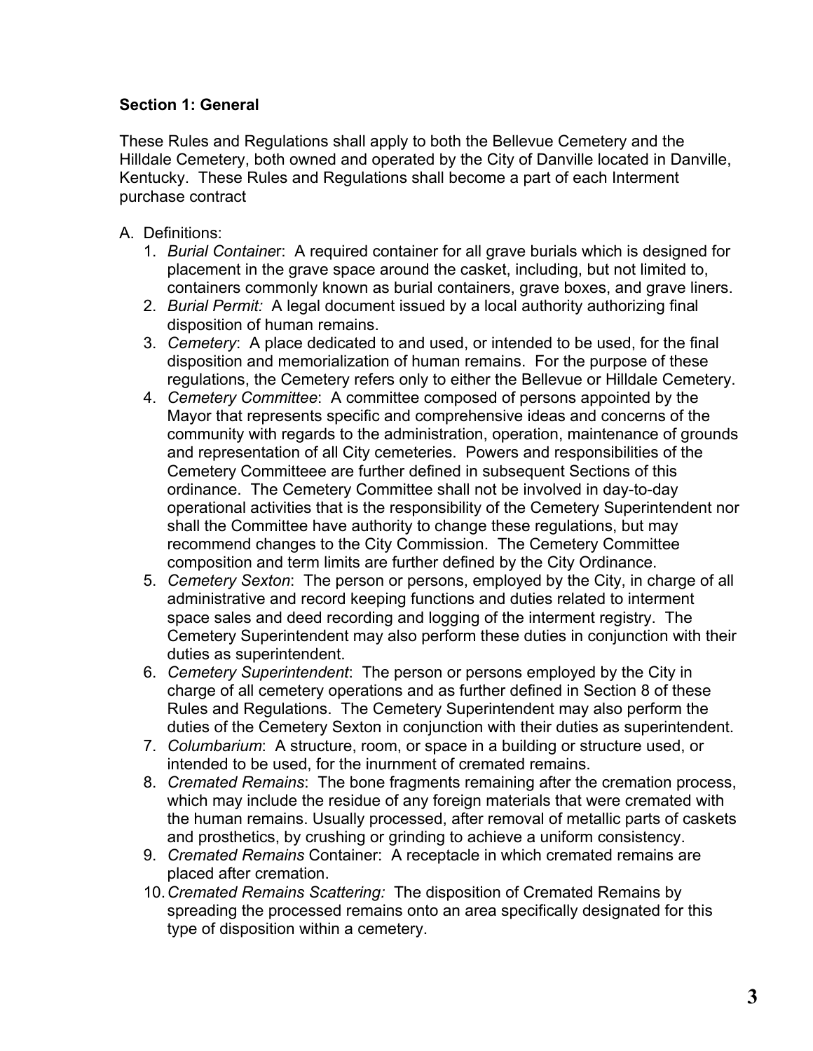**Section 1: General**

These Rules and Regulations shall apply to both the Bellevue Cemetery and the Hilldale Cemetery, both owned and operated by the City of Danville located in Danville, Kentucky. These Rules and Regulations shall become a part of each Interment purchase contract

A. Definitions:
   1. *Burial Containe*r: A required container for all grave burials which is designed for placement in the grave space around the casket, including, but not limited to, containers commonly known as burial containers, grave boxes, and grave liners.
   2. *Burial Permit:* A legal document issued by a local authority authorizing final disposition of human remains.
   3. *Cemetery*: A place dedicated to and used, or intended to be used, for the final disposition and memorialization of human remains. For the purpose of these regulations, the Cemetery refers only to either the Bellevue or Hilldale Cemetery.
   4. *Cemetery Committee*: A committee composed of persons appointed by the Mayor that represents specific and comprehensive ideas and concerns of the community with regards to the administration, operation, maintenance of grounds and representation of all City cemeteries. Powers and responsibilities of the Cemetery Committeee are further defined in subsequent Sections of this ordinance. The Cemetery Committee shall not be involved in day-to-day operational activities that is the responsibility of the Cemetery Superintendent nor shall the Committee have authority to change these regulations, but may recommend changes to the City Commission. The Cemetery Committee composition and term limits are further defined by the City Ordinance.
   5. *Cemetery Sexton*: The person or persons, employed by the City, in charge of all administrative and record keeping functions and duties related to interment space sales and deed recording and logging of the interment registry. The Cemetery Superintendent may also perform these duties in conjunction with their duties as superintendent.
   6. *Cemetery Superintendent*: The person or persons employed by the City in charge of all cemetery operations and as further defined in Section 8 of these Rules and Regulations. The Cemetery Superintendent may also perform the duties of the Cemetery Sexton in conjunction with their duties as superintendent.
   7. *Columbarium*: A structure, room, or space in a building or structure used, or intended to be used, for the inurnment of cremated remains.
   8. *Cremated Remains*: The bone fragments remaining after the cremation process, which may include the residue of any foreign materials that were cremated with the human remains. Usually processed, after removal of metallic parts of caskets and prosthetics, by crushing or grinding to achieve a uniform consistency.
   9. *Cremated Remains* Container: A receptacle in which cremated remains are placed after cremation.
   10. *Cremated Remains Scattering:* The disposition of Cremated Remains by spreading the processed remains onto an area specifically designated for this type of disposition within a cemetery.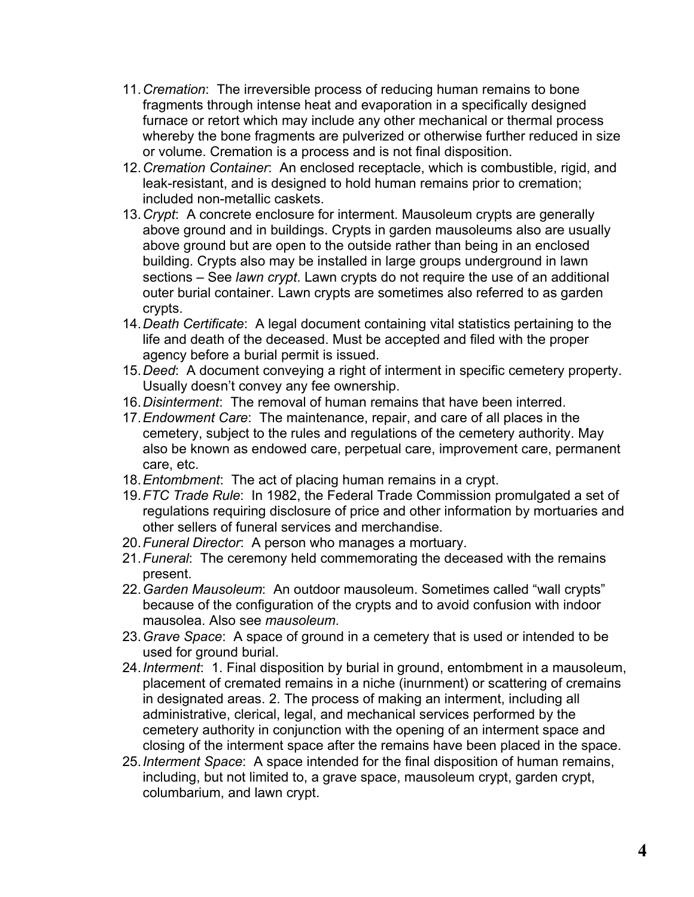11. *Cremation*: The irreversible process of reducing human remains to bone fragments through intense heat and evaporation in a specifically designed furnace or retort which may include any other mechanical or thermal process whereby the bone fragments are pulverized or otherwise further reduced in size or volume. Cremation is a process and is not final disposition.
12. *Cremation Container*: An enclosed receptacle, which is combustible, rigid, and leak-resistant, and is designed to hold human remains prior to cremation; included non-metallic caskets.
13. *Crypt*: A concrete enclosure for interment. Mausoleum crypts are generally above ground and in buildings. Crypts in garden mausoleums also are usually above ground but are open to the outside rather than being in an enclosed building. Crypts also may be installed in large groups underground in lawn sections – See *lawn crypt*. Lawn crypts do not require the use of an additional outer burial container. Lawn crypts are sometimes also referred to as garden crypts.
14. *Death Certificate*: A legal document containing vital statistics pertaining to the life and death of the deceased. Must be accepted and filed with the proper agency before a burial permit is issued.
15. *Deed*: A document conveying a right of interment in specific cemetery property. Usually doesn't convey any fee ownership.
16. *Disinterment*: The removal of human remains that have been interred.
17. *Endowment Care*: The maintenance, repair, and care of all places in the cemetery, subject to the rules and regulations of the cemetery authority. May also be known as endowed care, perpetual care, improvement care, permanent care, etc.
18. *Entombment*: The act of placing human remains in a crypt.
19. *FTC Trade Rule*: In 1982, the Federal Trade Commission promulgated a set of regulations requiring disclosure of price and other information by mortuaries and other sellers of funeral services and merchandise.
20. *Funeral Director*: A person who manages a mortuary.
21. *Funeral*: The ceremony held commemorating the deceased with the remains present.
22. *Garden Mausoleum*: An outdoor mausoleum. Sometimes called "wall crypts" because of the configuration of the crypts and to avoid confusion with indoor mausolea. Also see *mausoleum*.
23. *Grave Space*: A space of ground in a cemetery that is used or intended to be used for ground burial.
24. *Interment*: 1. Final disposition by burial in ground, entombment in a mausoleum, placement of cremated remains in a niche (inurnment) or scattering of cremains in designated areas. 2. The process of making an interment, including all administrative, clerical, legal, and mechanical services performed by the cemetery authority in conjunction with the opening of an interment space and closing of the interment space after the remains have been placed in the space.
25. *Interment Space*: A space intended for the final disposition of human remains, including, but not limited to, a grave space, mausoleum crypt, garden crypt, columbarium, and lawn crypt.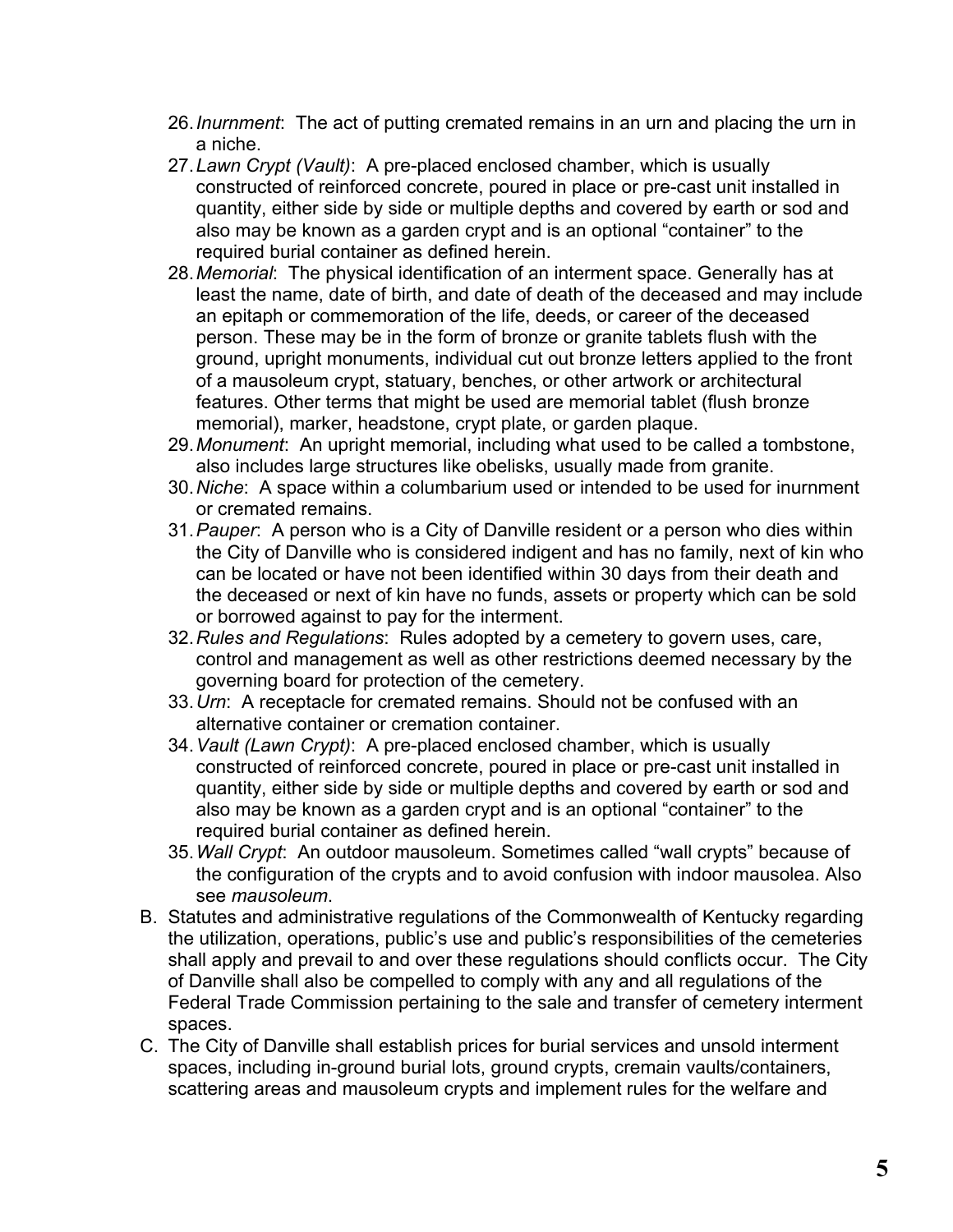26. *Inurnment*: The act of putting cremated remains in an urn and placing the urn in a niche.
27. *Lawn Crypt (Vault)*: A pre-placed enclosed chamber, which is usually constructed of reinforced concrete, poured in place or pre-cast unit installed in quantity, either side by side or multiple depths and covered by earth or sod and also may be known as a garden crypt and is an optional "container" to the required burial container as defined herein.
28. *Memorial*: The physical identification of an interment space. Generally has at least the name, date of birth, and date of death of the deceased and may include an epitaph or commemoration of the life, deeds, or career of the deceased person. These may be in the form of bronze or granite tablets flush with the ground, upright monuments, individual cut out bronze letters applied to the front of a mausoleum crypt, statuary, benches, or other artwork or architectural features. Other terms that might be used are memorial tablet (flush bronze memorial), marker, headstone, crypt plate, or garden plaque.
29. *Monument*: An upright memorial, including what used to be called a tombstone, also includes large structures like obelisks, usually made from granite.
30. *Niche*: A space within a columbarium used or intended to be used for inurnment or cremated remains.
31. *Pauper*: A person who is a City of Danville resident or a person who dies within the City of Danville who is considered indigent and has no family, next of kin who can be located or have not been identified within 30 days from their death and the deceased or next of kin have no funds, assets or property which can be sold or borrowed against to pay for the interment.
32. *Rules and Regulations*: Rules adopted by a cemetery to govern uses, care, control and management as well as other restrictions deemed necessary by the governing board for protection of the cemetery.
33. *Urn*: A receptacle for cremated remains. Should not be confused with an alternative container or cremation container.
34. *Vault (Lawn Crypt)*: A pre-placed enclosed chamber, which is usually constructed of reinforced concrete, poured in place or pre-cast unit installed in quantity, either side by side or multiple depths and covered by earth or sod and also may be known as a garden crypt and is an optional "container" to the required burial container as defined herein.
35. *Wall Crypt*: An outdoor mausoleum. Sometimes called "wall crypts" because of the configuration of the crypts and to avoid confusion with indoor mausolea. Also see *mausoleum*.

B. Statutes and administrative regulations of the Commonwealth of Kentucky regarding the utilization, operations, public's use and public's responsibilities of the cemeteries shall apply and prevail to and over these regulations should conflicts occur. The City of Danville shall also be compelled to comply with any and all regulations of the Federal Trade Commission pertaining to the sale and transfer of cemetery interment spaces.

C. The City of Danville shall establish prices for burial services and unsold interment spaces, including in-ground burial lots, ground crypts, cremain vaults/containers, scattering areas and mausoleum crypts and implement rules for the welfare and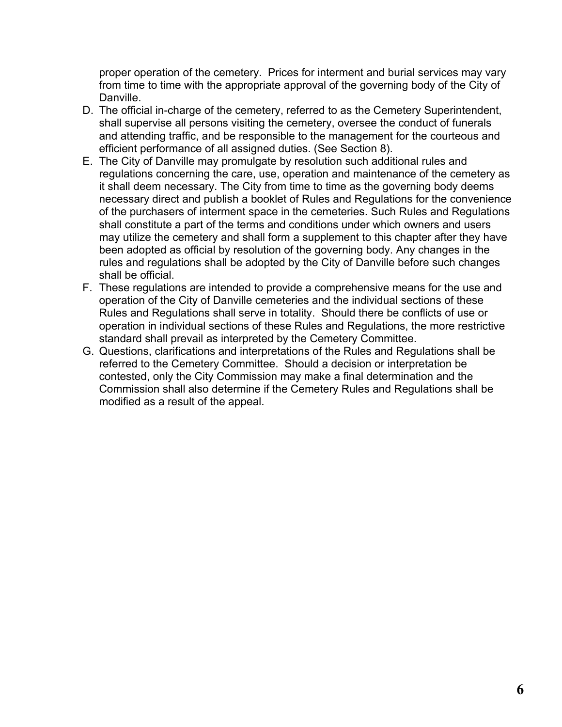proper operation of the cemetery. Prices for interment and burial services may vary from time to time with the appropriate approval of the governing body of the City of Danville.

D. The official in-charge of the cemetery, referred to as the Cemetery Superintendent, shall supervise all persons visiting the cemetery, oversee the conduct of funerals and attending traffic, and be responsible to the management for the courteous and efficient performance of all assigned duties. (See Section 8).
E. The City of Danville may promulgate by resolution such additional rules and regulations concerning the care, use, operation and maintenance of the cemetery as it shall deem necessary. The City from time to time as the governing body deems necessary direct and publish a booklet of Rules and Regulations for the convenience of the purchasers of interment space in the cemeteries. Such Rules and Regulations shall constitute a part of the terms and conditions under which owners and users may utilize the cemetery and shall form a supplement to this chapter after they have been adopted as official by resolution of the governing body. Any changes in the rules and regulations shall be adopted by the City of Danville before such changes shall be official.
F. These regulations are intended to provide a comprehensive means for the use and operation of the City of Danville cemeteries and the individual sections of these Rules and Regulations shall serve in totality. Should there be conflicts of use or operation in individual sections of these Rules and Regulations, the more restrictive standard shall prevail as interpreted by the Cemetery Committee.
G. Questions, clarifications and interpretations of the Rules and Regulations shall be referred to the Cemetery Committee. Should a decision or interpretation be contested, only the City Commission may make a final determination and the Commission shall also determine if the Cemetery Rules and Regulations shall be modified as a result of the appeal.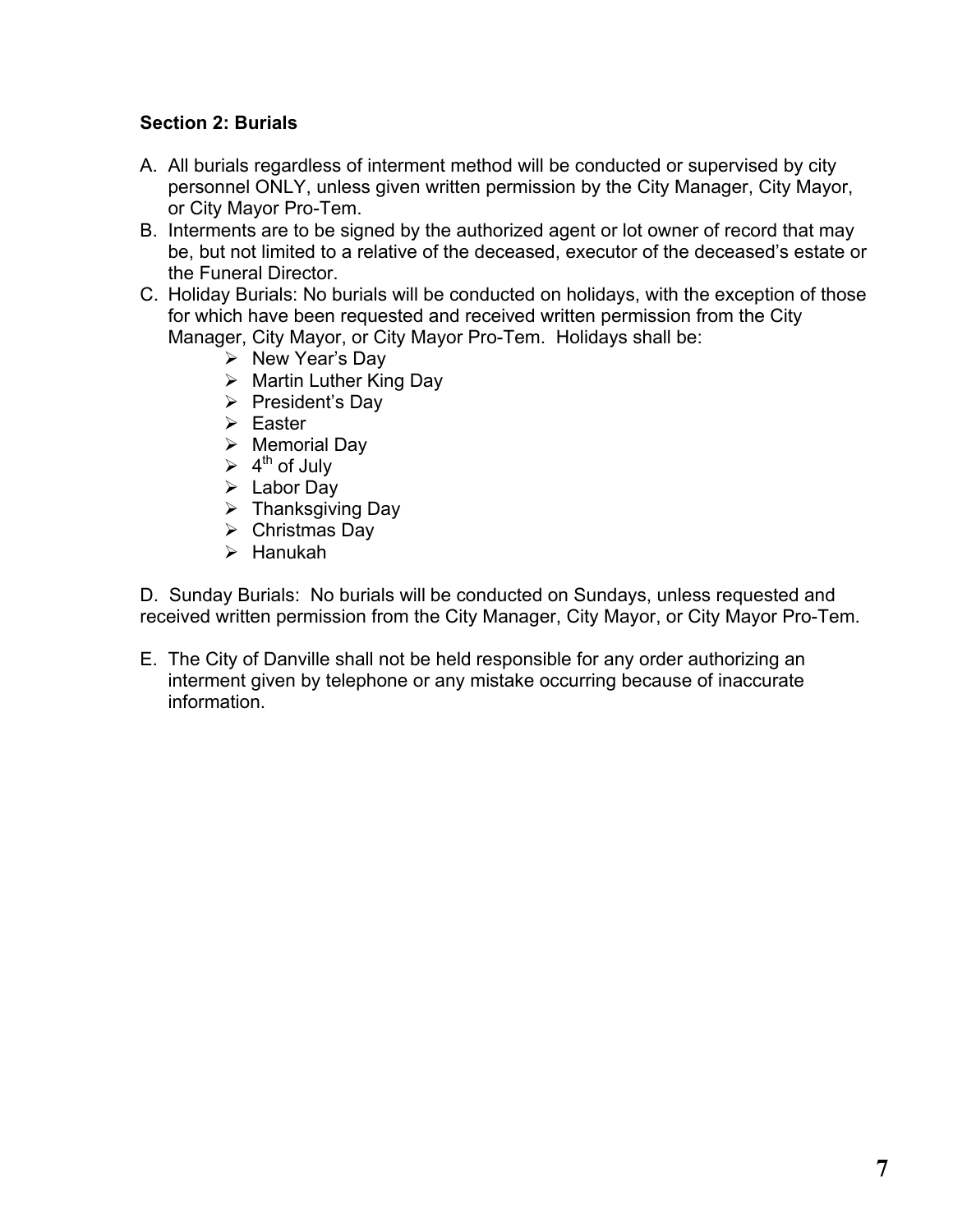### Section 2: Burials

A. All burials regardless of interment method will be conducted or supervised by city personnel ONLY, unless given written permission by the City Manager, City Mayor, or City Mayor Pro-Tem.

B. Interments are to be signed by the authorized agent or lot owner of record that may be, but not limited to a relative of the deceased, executor of the deceased's estate or the Funeral Director.

C. Holiday Burials: No burials will be conducted on holidays, with the exception of those for which have been requested and received written permission from the City Manager, City Mayor, or City Mayor Pro-Tem. Holidays shall be:
   - New Year's Day
   - Martin Luther King Day
   - President's Day
   - Easter
   - Memorial Day
   - 4th of July
   - Labor Day
   - Thanksgiving Day
   - Christmas Day
   - Hanukah

D. Sunday Burials: No burials will be conducted on Sundays, unless requested and received written permission from the City Manager, City Mayor, or City Mayor Pro-Tem.

E. The City of Danville shall not be held responsible for any order authorizing an interment given by telephone or any mistake occurring because of inaccurate information.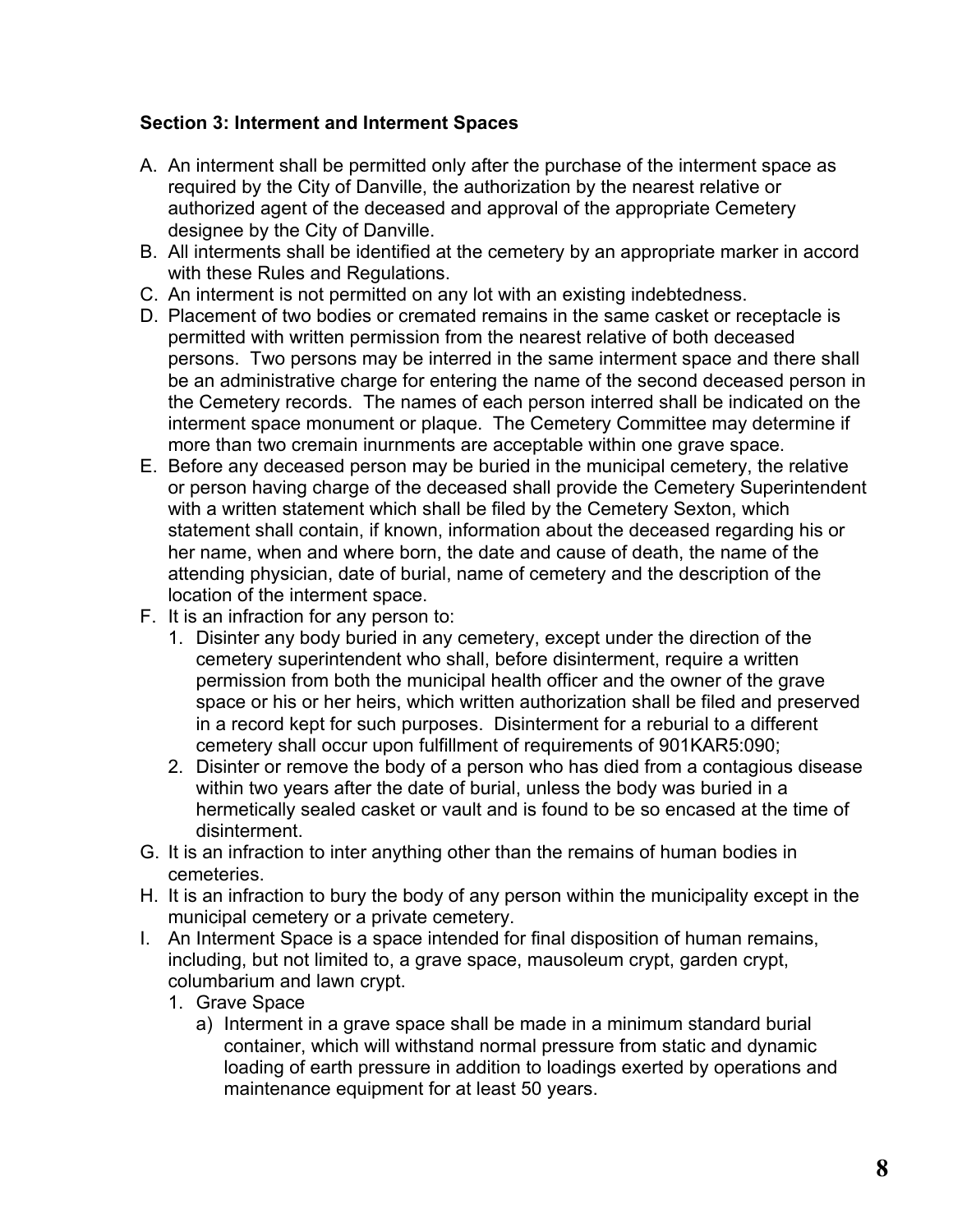**Section 3: Interment and Interment Spaces**

A. An interment shall be permitted only after the purchase of the interment space as required by the City of Danville, the authorization by the nearest relative or authorized agent of the deceased and approval of the appropriate Cemetery designee by the City of Danville.
B. All interments shall be identified at the cemetery by an appropriate marker in accord with these Rules and Regulations.
C. An interment is not permitted on any lot with an existing indebtedness.
D. Placement of two bodies or cremated remains in the same casket or receptacle is permitted with written permission from the nearest relative of both deceased persons. Two persons may be interred in the same interment space and there shall be an administrative charge for entering the name of the second deceased person in the Cemetery records. The names of each person interred shall be indicated on the interment space monument or plaque. The Cemetery Committee may determine if more than two cremain inurnments are acceptable within one grave space.
E. Before any deceased person may be buried in the municipal cemetery, the relative or person having charge of the deceased shall provide the Cemetery Superintendent with a written statement which shall be filed by the Cemetery Sexton, which statement shall contain, if known, information about the deceased regarding his or her name, when and where born, the date and cause of death, the name of the attending physician, date of burial, name of cemetery and the description of the location of the interment space.
F. It is an infraction for any person to:
   1. Disinter any body buried in any cemetery, except under the direction of the cemetery superintendent who shall, before disinterment, require a written permission from both the municipal health officer and the owner of the grave space or his or her heirs, which written authorization shall be filed and preserved in a record kept for such purposes. Disinterment for a reburial to a different cemetery shall occur upon fulfillment of requirements of 901KAR5:090;
   2. Disinter or remove the body of a person who has died from a contagious disease within two years after the date of burial, unless the body was buried in a hermetically sealed casket or vault and is found to be so encased at the time of disinterment.
G. It is an infraction to inter anything other than the remains of human bodies in cemeteries.
H. It is an infraction to bury the body of any person within the municipality except in the municipal cemetery or a private cemetery.
I. An Interment Space is a space intended for final disposition of human remains, including, but not limited to, a grave space, mausoleum crypt, garden crypt, columbarium and lawn crypt.
   1. Grave Space
      a) Interment in a grave space shall be made in a minimum standard burial container, which will withstand normal pressure from static and dynamic loading of earth pressure in addition to loadings exerted by operations and maintenance equipment for at least 50 years.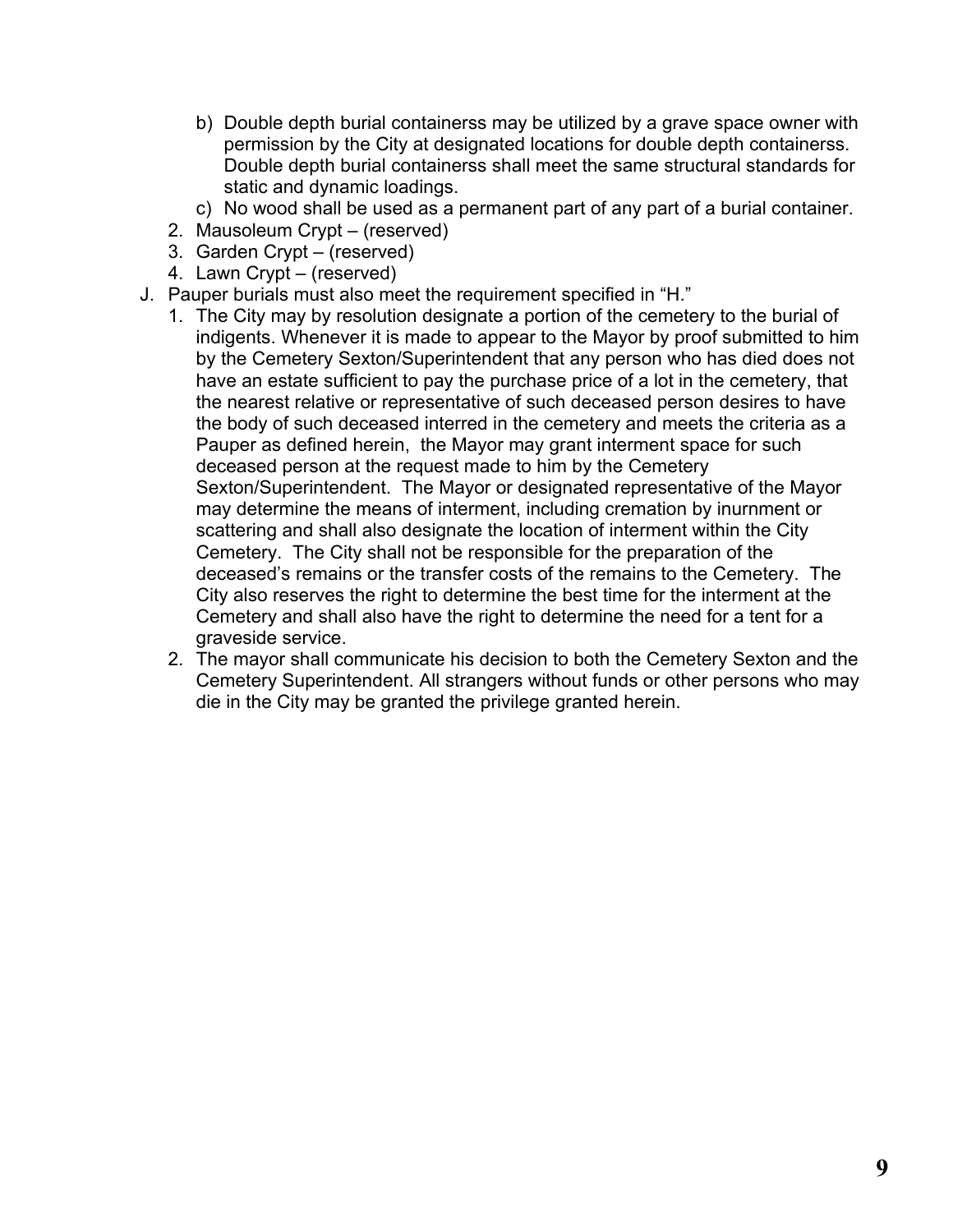b) Double depth burial containerss may be utilized by a grave space owner with permission by the City at designated locations for double depth containerss. Double depth burial containerss shall meet the same structural standards for static and dynamic loadings.
   c) No wood shall be used as a permanent part of any part of a burial container.
2. Mausoleum Crypt – (reserved)
3. Garden Crypt – (reserved)
4. Lawn Crypt – (reserved)

J. Pauper burials must also meet the requirement specified in "H."
   1. The City may by resolution designate a portion of the cemetery to the burial of indigents. Whenever it is made to appear to the Mayor by proof submitted to him by the Cemetery Sexton/Superintendent that any person who has died does not have an estate sufficient to pay the purchase price of a lot in the cemetery, that the nearest relative or representative of such deceased person desires to have the body of such deceased interred in the cemetery and meets the criteria as a Pauper as defined herein, the Mayor may grant interment space for such deceased person at the request made to him by the Cemetery Sexton/Superintendent. The Mayor or designated representative of the Mayor may determine the means of interment, including cremation by inurnment or scattering and shall also designate the location of interment within the City Cemetery. The City shall not be responsible for the preparation of the deceased's remains or the transfer costs of the remains to the Cemetery. The City also reserves the right to determine the best time for the interment at the Cemetery and shall also have the right to determine the need for a tent for a graveside service.
   2. The mayor shall communicate his decision to both the Cemetery Sexton and the Cemetery Superintendent. All strangers without funds or other persons who may die in the City may be granted the privilege granted herein.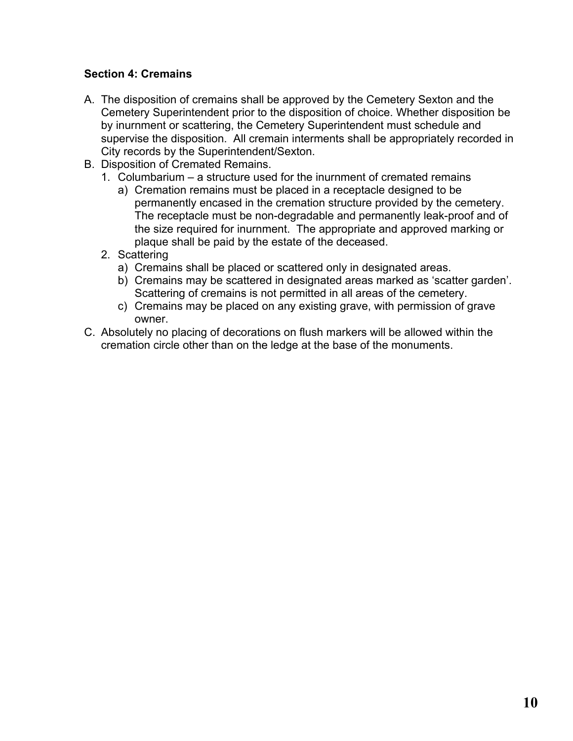**Section 4: Cremains**

A. The disposition of cremains shall be approved by the Cemetery Sexton and the Cemetery Superintendent prior to the disposition of choice. Whether disposition be by inurnment or scattering, the Cemetery Superintendent must schedule and supervise the disposition. All cremain interments shall be appropriately recorded in City records by the Superintendent/Sexton.

B. Disposition of Cremated Remains.
   1. Columbarium – a structure used for the inurnment of cremated remains
      a) Cremation remains must be placed in a receptacle designed to be permanently encased in the cremation structure provided by the cemetery. The receptacle must be non-degradable and permanently leak-proof and of the size required for inurnment. The appropriate and approved marking or plaque shall be paid by the estate of the deceased.
   2. Scattering
      a) Cremains shall be placed or scattered only in designated areas.
      b) Cremains may be scattered in designated areas marked as 'scatter garden'. Scattering of cremains is not permitted in all areas of the cemetery.
      c) Cremains may be placed on any existing grave, with permission of grave owner.

C. Absolutely no placing of decorations on flush markers will be allowed within the cremation circle other than on the ledge at the base of the monuments.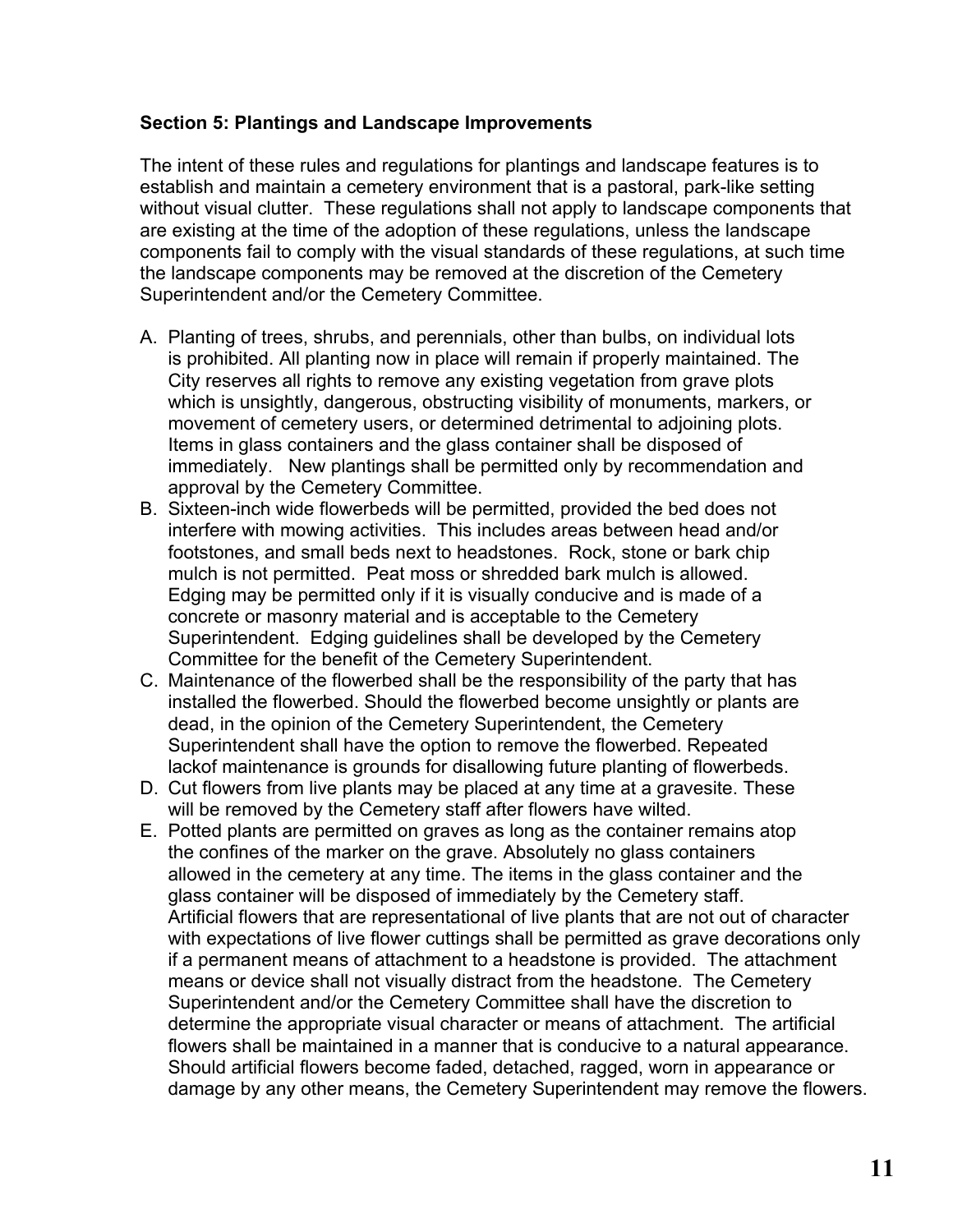**Section 5: Plantings and Landscape Improvements**

The intent of these rules and regulations for plantings and landscape features is to establish and maintain a cemetery environment that is a pastoral, park-like setting without visual clutter. These regulations shall not apply to landscape components that are existing at the time of the adoption of these regulations, unless the landscape components fail to comply with the visual standards of these regulations, at such time the landscape components may be removed at the discretion of the Cemetery Superintendent and/or the Cemetery Committee.

A. Planting of trees, shrubs, and perennials, other than bulbs, on individual lots is prohibited. All planting now in place will remain if properly maintained. The City reserves all rights to remove any existing vegetation from grave plots which is unsightly, dangerous, obstructing visibility of monuments, markers, or movement of cemetery users, or determined detrimental to adjoining plots. Items in glass containers and the glass container shall be disposed of immediately. New plantings shall be permitted only by recommendation and approval by the Cemetery Committee.
B. Sixteen-inch wide flowerbeds will be permitted, provided the bed does not interfere with mowing activities. This includes areas between head and/or footstones, and small beds next to headstones. Rock, stone or bark chip mulch is not permitted. Peat moss or shredded bark mulch is allowed. Edging may be permitted only if it is visually conducive and is made of a concrete or masonry material and is acceptable to the Cemetery Superintendent. Edging guidelines shall be developed by the Cemetery Committee for the benefit of the Cemetery Superintendent.
C. Maintenance of the flowerbed shall be the responsibility of the party that has installed the flowerbed. Should the flowerbed become unsightly or plants are dead, in the opinion of the Cemetery Superintendent, the Cemetery Superintendent shall have the option to remove the flowerbed. Repeated lackof maintenance is grounds for disallowing future planting of flowerbeds.
D. Cut flowers from live plants may be placed at any time at a gravesite. These will be removed by the Cemetery staff after flowers have wilted.
E. Potted plants are permitted on graves as long as the container remains atop the confines of the marker on the grave. Absolutely no glass containers allowed in the cemetery at any time. The items in the glass container and the glass container will be disposed of immediately by the Cemetery staff. Artificial flowers that are representational of live plants that are not out of character with expectations of live flower cuttings shall be permitted as grave decorations only if a permanent means of attachment to a headstone is provided. The attachment means or device shall not visually distract from the headstone. The Cemetery Superintendent and/or the Cemetery Committee shall have the discretion to determine the appropriate visual character or means of attachment. The artificial flowers shall be maintained in a manner that is conducive to a natural appearance. Should artificial flowers become faded, detached, ragged, worn in appearance or damage by any other means, the Cemetery Superintendent may remove the flowers.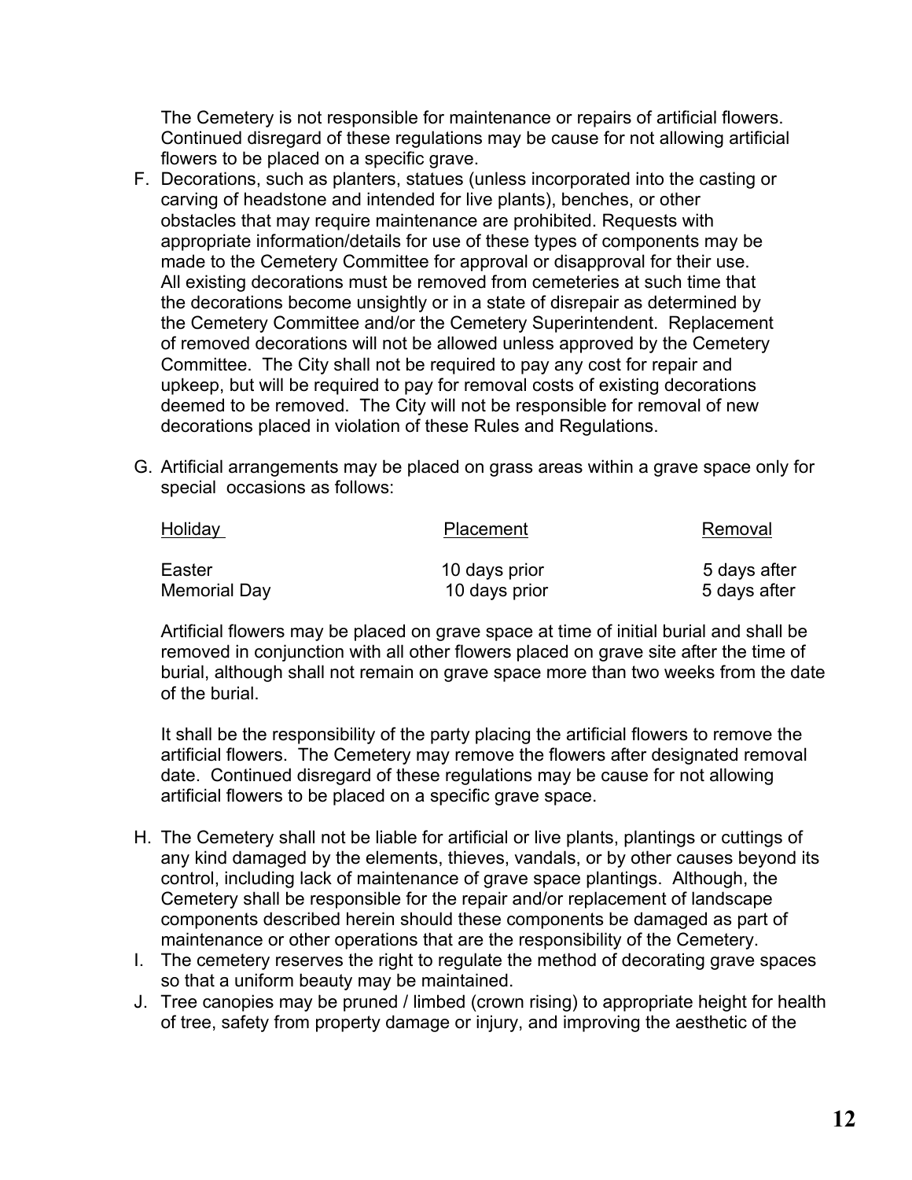The Cemetery is not responsible for maintenance or repairs of artificial flowers. Continued disregard of these regulations may be cause for not allowing artificial flowers to be placed on a specific grave.

F. Decorations, such as planters, statues (unless incorporated into the casting or carving of headstone and intended for live plants), benches, or other obstacles that may require maintenance are prohibited. Requests with appropriate information/details for use of these types of components may be made to the Cemetery Committee for approval or disapproval for their use. All existing decorations must be removed from cemeteries at such time that the decorations become unsightly or in a state of disrepair as determined by the Cemetery Committee and/or the Cemetery Superintendent. Replacement of removed decorations will not be allowed unless approved by the Cemetery Committee. The City shall not be required to pay any cost for repair and upkeep, but will be required to pay for removal costs of existing decorations deemed to be removed. The City will not be responsible for removal of new decorations placed in violation of these Rules and Regulations.

G. Artificial arrangements may be placed on grass areas within a grave space only for special occasions as follows:

| Holiday | Placement | Removal |
|---|---|---|
| Easter | 10 days prior | 5 days after |
| Memorial Day | 10 days prior | 5 days after |

Artificial flowers may be placed on grave space at time of initial burial and shall be removed in conjunction with all other flowers placed on grave site after the time of burial, although shall not remain on grave space more than two weeks from the date of the burial.

It shall be the responsibility of the party placing the artificial flowers to remove the artificial flowers. The Cemetery may remove the flowers after designated removal date. Continued disregard of these regulations may be cause for not allowing artificial flowers to be placed on a specific grave space.

H. The Cemetery shall not be liable for artificial or live plants, plantings or cuttings of any kind damaged by the elements, thieves, vandals, or by other causes beyond its control, including lack of maintenance of grave space plantings. Although, the Cemetery shall be responsible for the repair and/or replacement of landscape components described herein should these components be damaged as part of maintenance or other operations that are the responsibility of the Cemetery.

I. The cemetery reserves the right to regulate the method of decorating grave spaces so that a uniform beauty may be maintained.

J. Tree canopies may be pruned / limbed (crown rising) to appropriate height for health of tree, safety from property damage or injury, and improving the aesthetic of the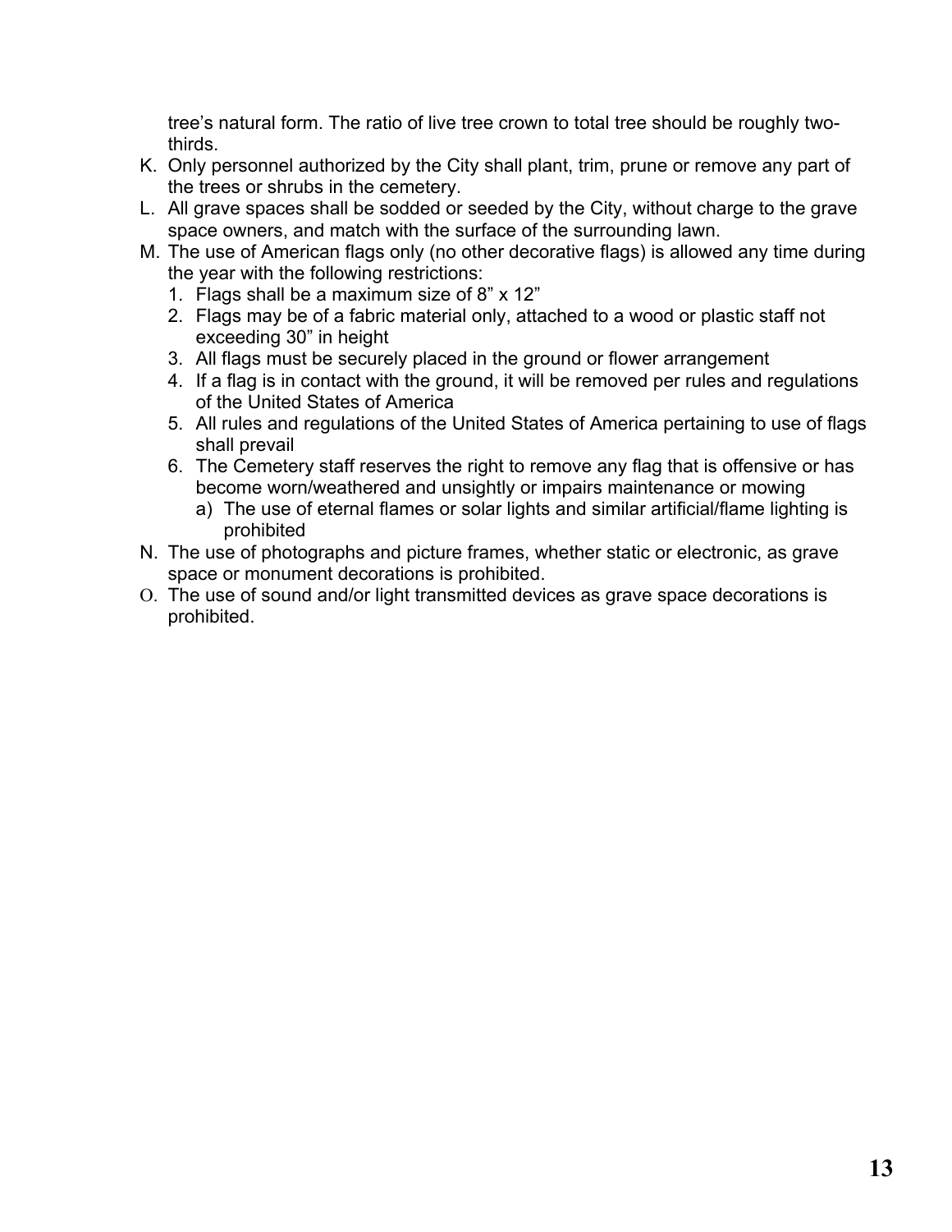tree's natural form. The ratio of live tree crown to total tree should be roughly two-thirds.

K. Only personnel authorized by the City shall plant, trim, prune or remove any part of the trees or shrubs in the cemetery.

L. All grave spaces shall be sodded or seeded by the City, without charge to the grave space owners, and match with the surface of the surrounding lawn.

M. The use of American flags only (no other decorative flags) is allowed any time during the year with the following restrictions:
   1. Flags shall be a maximum size of 8" x 12"
   2. Flags may be of a fabric material only, attached to a wood or plastic staff not exceeding 30" in height
   3. All flags must be securely placed in the ground or flower arrangement
   4. If a flag is in contact with the ground, it will be removed per rules and regulations of the United States of America
   5. All rules and regulations of the United States of America pertaining to use of flags shall prevail
   6. The Cemetery staff reserves the right to remove any flag that is offensive or has become worn/weathered and unsightly or impairs maintenance or mowing
      a) The use of eternal flames or solar lights and similar artificial/flame lighting is prohibited

N. The use of photographs and picture frames, whether static or electronic, as grave space or monument decorations is prohibited.

O. The use of sound and/or light transmitted devices as grave space decorations is prohibited.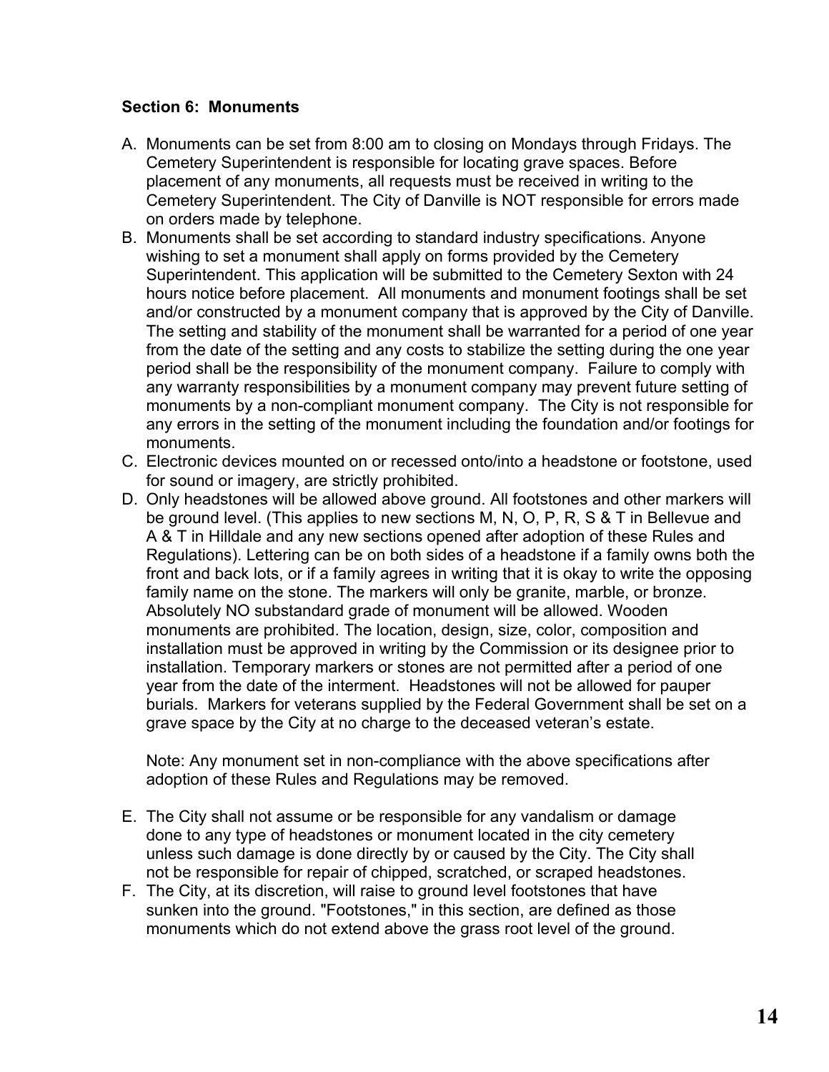**Section 6: Monuments**

A. Monuments can be set from 8:00 am to closing on Mondays through Fridays. The Cemetery Superintendent is responsible for locating grave spaces. Before placement of any monuments, all requests must be received in writing to the Cemetery Superintendent. The City of Danville is NOT responsible for errors made on orders made by telephone.

B. Monuments shall be set according to standard industry specifications. Anyone wishing to set a monument shall apply on forms provided by the Cemetery Superintendent. This application will be submitted to the Cemetery Sexton with 24 hours notice before placement. All monuments and monument footings shall be set and/or constructed by a monument company that is approved by the City of Danville. The setting and stability of the monument shall be warranted for a period of one year from the date of the setting and any costs to stabilize the setting during the one year period shall be the responsibility of the monument company. Failure to comply with any warranty responsibilities by a monument company may prevent future setting of monuments by a non-compliant monument company. The City is not responsible for any errors in the setting of the monument including the foundation and/or footings for monuments.

C. Electronic devices mounted on or recessed onto/into a headstone or footstone, used for sound or imagery, are strictly prohibited.

D. Only headstones will be allowed above ground. All footstones and other markers will be ground level. (This applies to new sections M, N, O, P, R, S & T in Bellevue and A & T in Hilldale and any new sections opened after adoption of these Rules and Regulations). Lettering can be on both sides of a headstone if a family owns both the front and back lots, or if a family agrees in writing that it is okay to write the opposing family name on the stone. The markers will only be granite, marble, or bronze. Absolutely NO substandard grade of monument will be allowed. Wooden monuments are prohibited. The location, design, size, color, composition and installation must be approved in writing by the Commission or its designee prior to installation. Temporary markers or stones are not permitted after a period of one year from the date of the interment. Headstones will not be allowed for pauper burials. Markers for veterans supplied by the Federal Government shall be set on a grave space by the City at no charge to the deceased veteran's estate.

   Note: Any monument set in non-compliance with the above specifications after adoption of these Rules and Regulations may be removed.

E. The City shall not assume or be responsible for any vandalism or damage done to any type of headstones or monument located in the city cemetery unless such damage is done directly by or caused by the City. The City shall not be responsible for repair of chipped, scratched, or scraped headstones.

F. The City, at its discretion, will raise to ground level footstones that have sunken into the ground. "Footstones," in this section, are defined as those monuments which do not extend above the grass root level of the ground.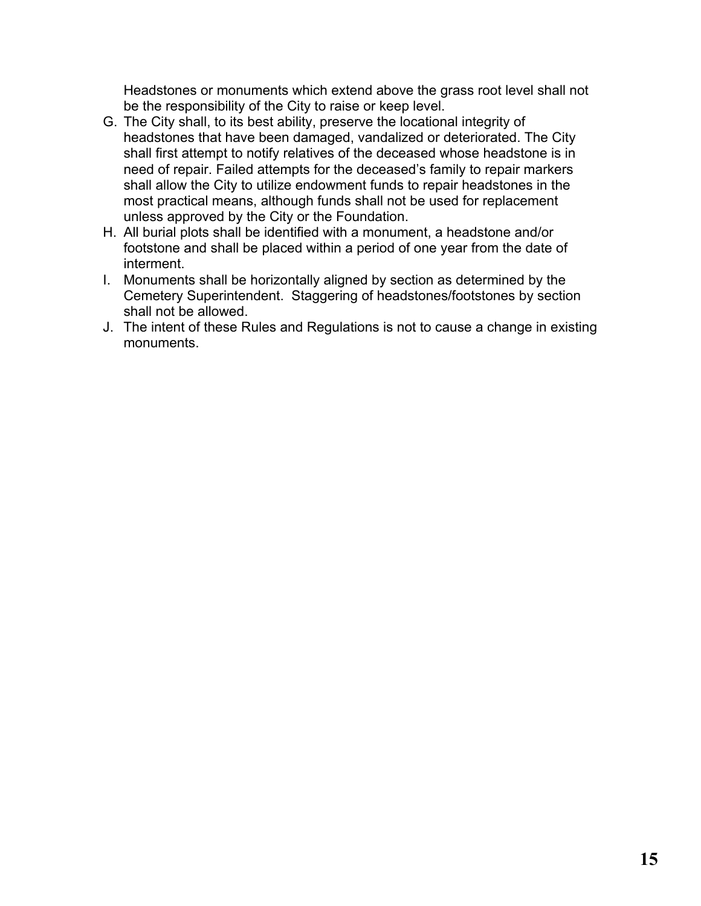Headstones or monuments which extend above the grass root level shall not be the responsibility of the City to raise or keep level.

G. The City shall, to its best ability, preserve the locational integrity of headstones that have been damaged, vandalized or deteriorated. The City shall first attempt to notify relatives of the deceased whose headstone is in need of repair. Failed attempts for the deceased's family to repair markers shall allow the City to utilize endowment funds to repair headstones in the most practical means, although funds shall not be used for replacement unless approved by the City or the Foundation.
H. All burial plots shall be identified with a monument, a headstone and/or footstone and shall be placed within a period of one year from the date of interment.
I. Monuments shall be horizontally aligned by section as determined by the Cemetery Superintendent. Staggering of headstones/footstones by section shall not be allowed.
J. The intent of these Rules and Regulations is not to cause a change in existing monuments.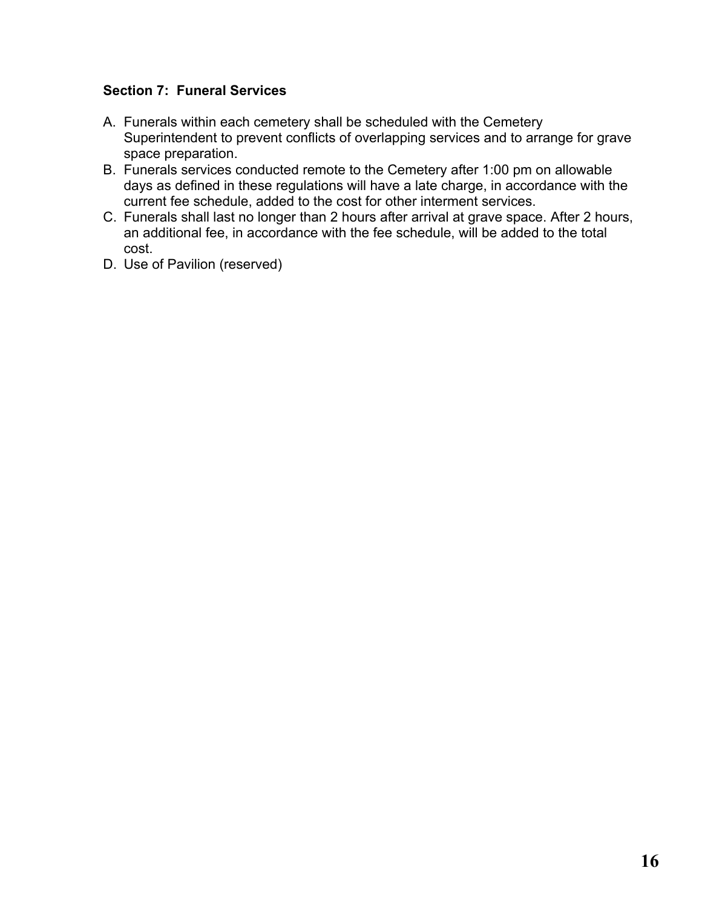**Section 7: Funeral Services**

A. Funerals within each cemetery shall be scheduled with the Cemetery Superintendent to prevent conflicts of overlapping services and to arrange for grave space preparation.
B. Funerals services conducted remote to the Cemetery after 1:00 pm on allowable days as defined in these regulations will have a late charge, in accordance with the current fee schedule, added to the cost for other interment services.
C. Funerals shall last no longer than 2 hours after arrival at grave space. After 2 hours, an additional fee, in accordance with the fee schedule, will be added to the total cost.
D. Use of Pavilion (reserved)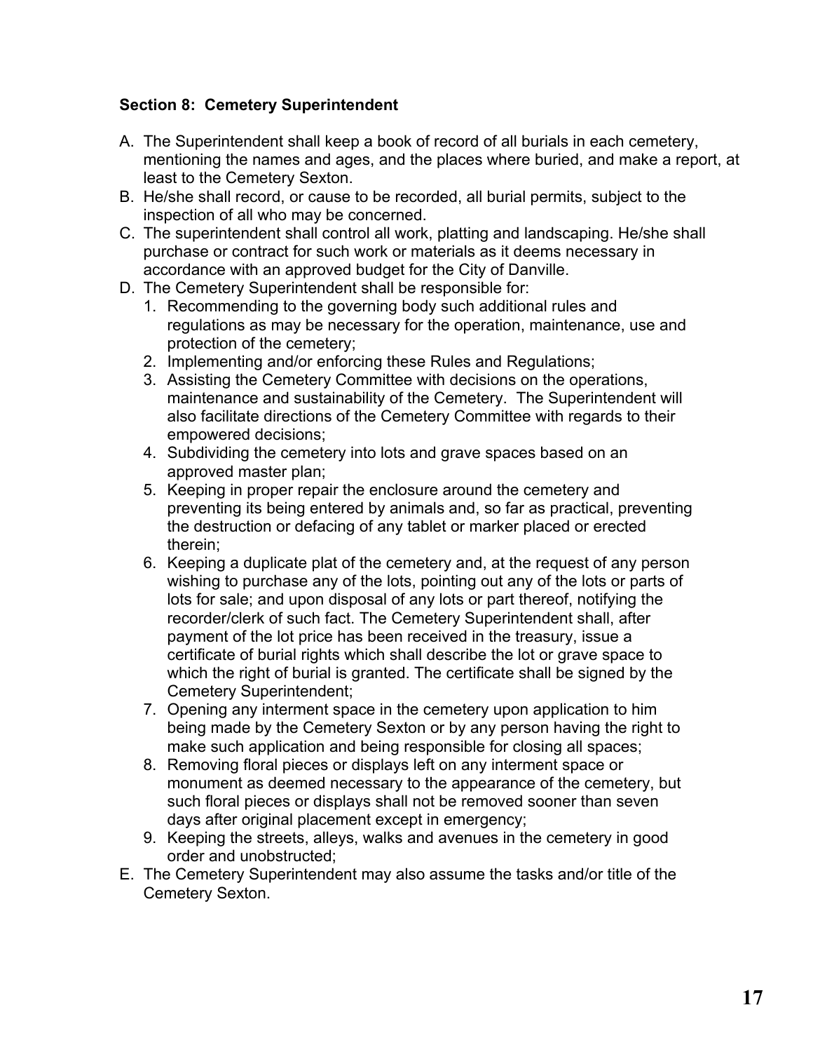**Section 8: Cemetery Superintendent**

A. The Superintendent shall keep a book of record of all burials in each cemetery, mentioning the names and ages, and the places where buried, and make a report, at least to the Cemetery Sexton.
B. He/she shall record, or cause to be recorded, all burial permits, subject to the inspection of all who may be concerned.
C. The superintendent shall control all work, platting and landscaping. He/she shall purchase or contract for such work or materials as it deems necessary in accordance with an approved budget for the City of Danville.
D. The Cemetery Superintendent shall be responsible for:
   1. Recommending to the governing body such additional rules and regulations as may be necessary for the operation, maintenance, use and protection of the cemetery;
   2. Implementing and/or enforcing these Rules and Regulations;
   3. Assisting the Cemetery Committee with decisions on the operations, maintenance and sustainability of the Cemetery. The Superintendent will also facilitate directions of the Cemetery Committee with regards to their empowered decisions;
   4. Subdividing the cemetery into lots and grave spaces based on an approved master plan;
   5. Keeping in proper repair the enclosure around the cemetery and preventing its being entered by animals and, so far as practical, preventing the destruction or defacing of any tablet or marker placed or erected therein;
   6. Keeping a duplicate plat of the cemetery and, at the request of any person wishing to purchase any of the lots, pointing out any of the lots or parts of lots for sale; and upon disposal of any lots or part thereof, notifying the recorder/clerk of such fact. The Cemetery Superintendent shall, after payment of the lot price has been received in the treasury, issue a certificate of burial rights which shall describe the lot or grave space to which the right of burial is granted. The certificate shall be signed by the Cemetery Superintendent;
   7. Opening any interment space in the cemetery upon application to him being made by the Cemetery Sexton or by any person having the right to make such application and being responsible for closing all spaces;
   8. Removing floral pieces or displays left on any interment space or monument as deemed necessary to the appearance of the cemetery, but such floral pieces or displays shall not be removed sooner than seven days after original placement except in emergency;
   9. Keeping the streets, alleys, walks and avenues in the cemetery in good order and unobstructed;
E. The Cemetery Superintendent may also assume the tasks and/or title of the Cemetery Sexton.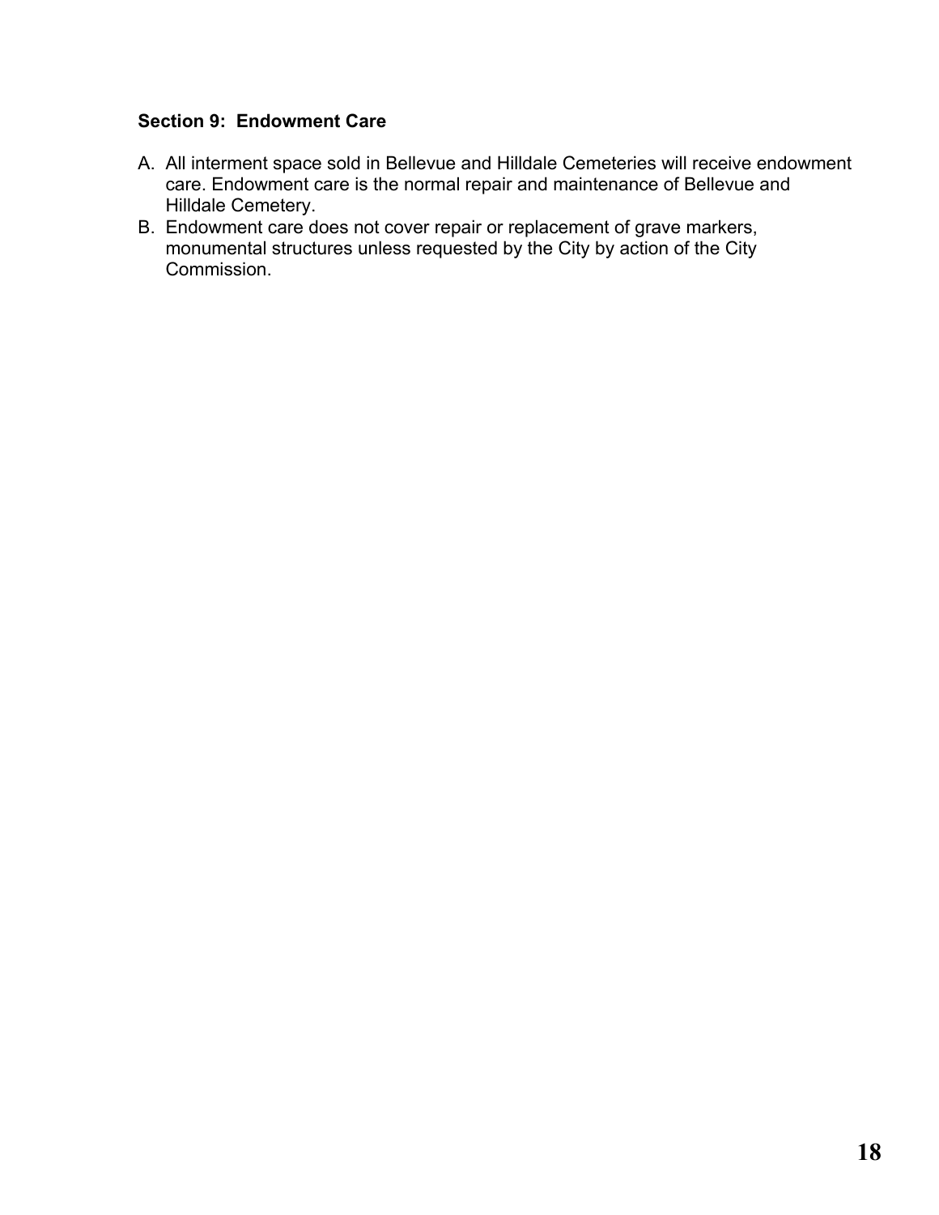### Section 9: Endowment Care

A. All interment space sold in Bellevue and Hilldale Cemeteries will receive endowment care. Endowment care is the normal repair and maintenance of Bellevue and Hilldale Cemetery.

B. Endowment care does not cover repair or replacement of grave markers, monumental structures unless requested by the City by action of the City Commission.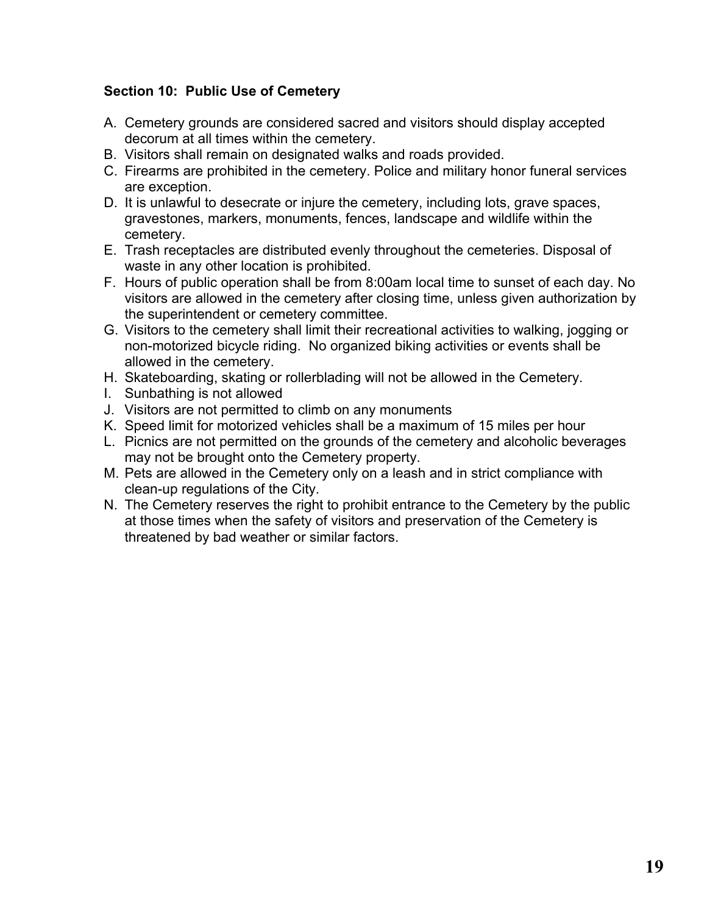**Section 10: Public Use of Cemetery**

A. Cemetery grounds are considered sacred and visitors should display accepted decorum at all times within the cemetery.
B. Visitors shall remain on designated walks and roads provided.
C. Firearms are prohibited in the cemetery. Police and military honor funeral services are exception.
D. It is unlawful to desecrate or injure the cemetery, including lots, grave spaces, gravestones, markers, monuments, fences, landscape and wildlife within the cemetery.
E. Trash receptacles are distributed evenly throughout the cemeteries. Disposal of waste in any other location is prohibited.
F. Hours of public operation shall be from 8:00am local time to sunset of each day. No visitors are allowed in the cemetery after closing time, unless given authorization by the superintendent or cemetery committee.
G. Visitors to the cemetery shall limit their recreational activities to walking, jogging or non-motorized bicycle riding. No organized biking activities or events shall be allowed in the cemetery.
H. Skateboarding, skating or rollerblading will not be allowed in the Cemetery.
I. Sunbathing is not allowed
J. Visitors are not permitted to climb on any monuments
K. Speed limit for motorized vehicles shall be a maximum of 15 miles per hour
L. Picnics are not permitted on the grounds of the cemetery and alcoholic beverages may not be brought onto the Cemetery property.
M. Pets are allowed in the Cemetery only on a leash and in strict compliance with clean-up regulations of the City.
N. The Cemetery reserves the right to prohibit entrance to the Cemetery by the public at those times when the safety of visitors and preservation of the Cemetery is threatened by bad weather or similar factors.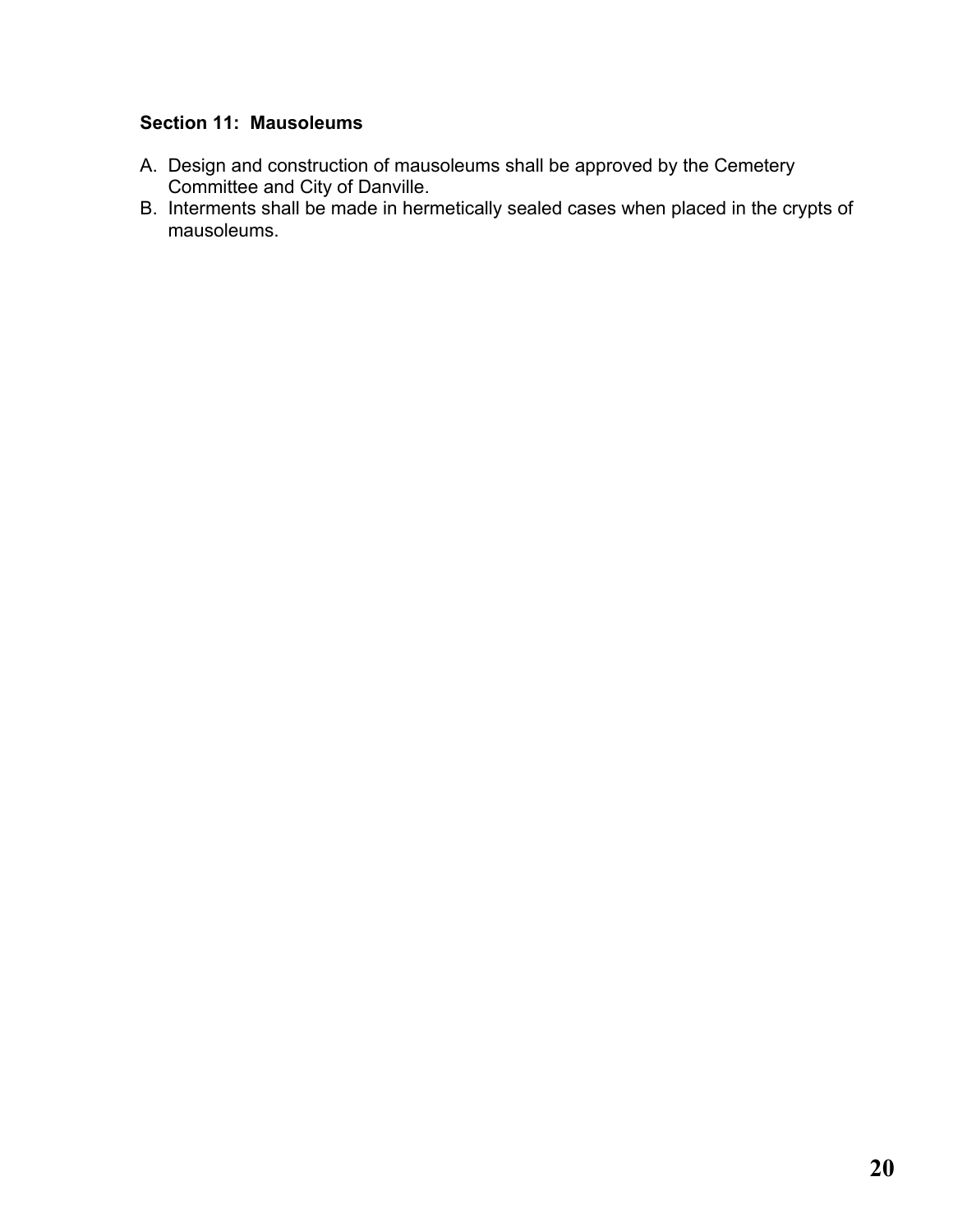**Section 11: Mausoleums**

A. Design and construction of mausoleums shall be approved by the Cemetery Committee and City of Danville.
B. Interments shall be made in hermetically sealed cases when placed in the crypts of mausoleums.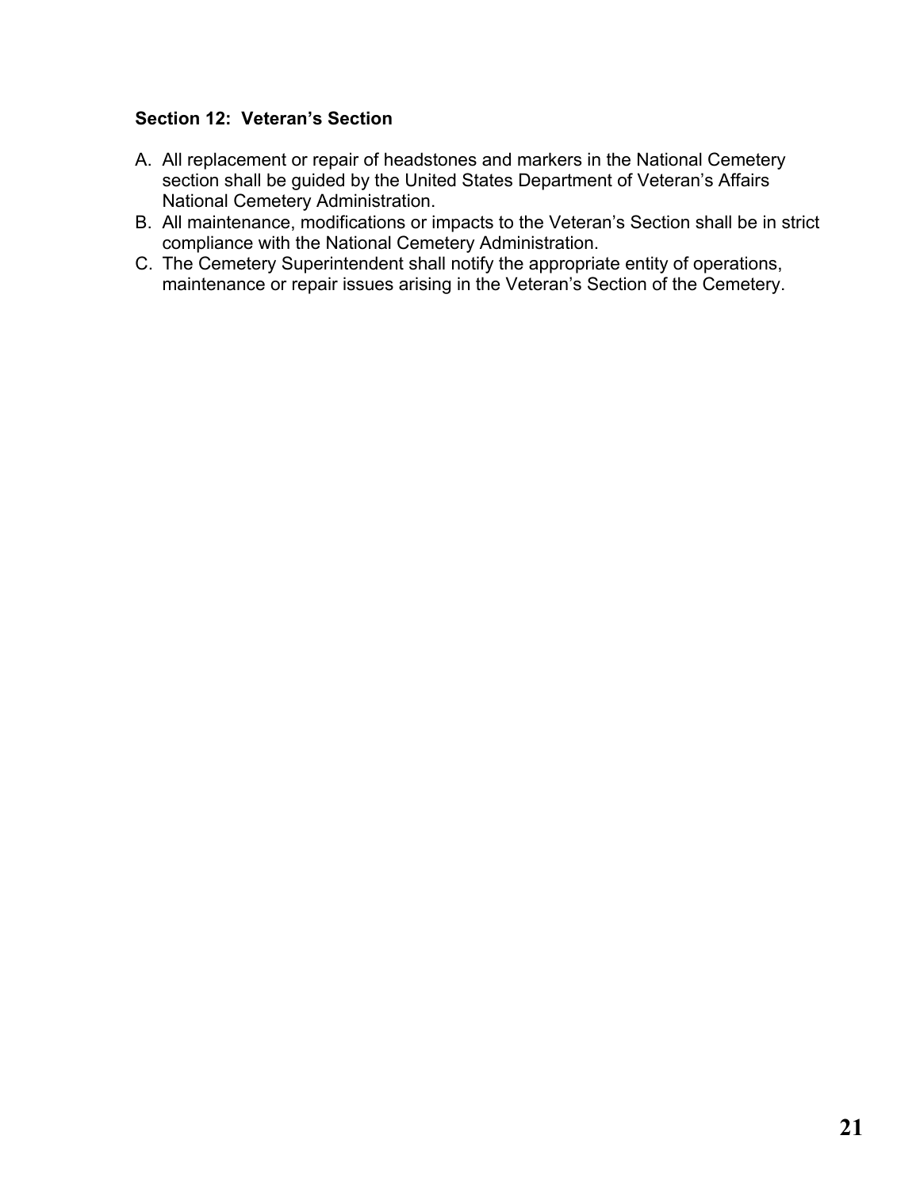### Section 12:  Veteran's Section

A. All replacement or repair of headstones and markers in the National Cemetery section shall be guided by the United States Department of Veteran's Affairs National Cemetery Administration.
B. All maintenance, modifications or impacts to the Veteran's Section shall be in strict compliance with the National Cemetery Administration.
C. The Cemetery Superintendent shall notify the appropriate entity of operations, maintenance or repair issues arising in the Veteran's Section of the Cemetery.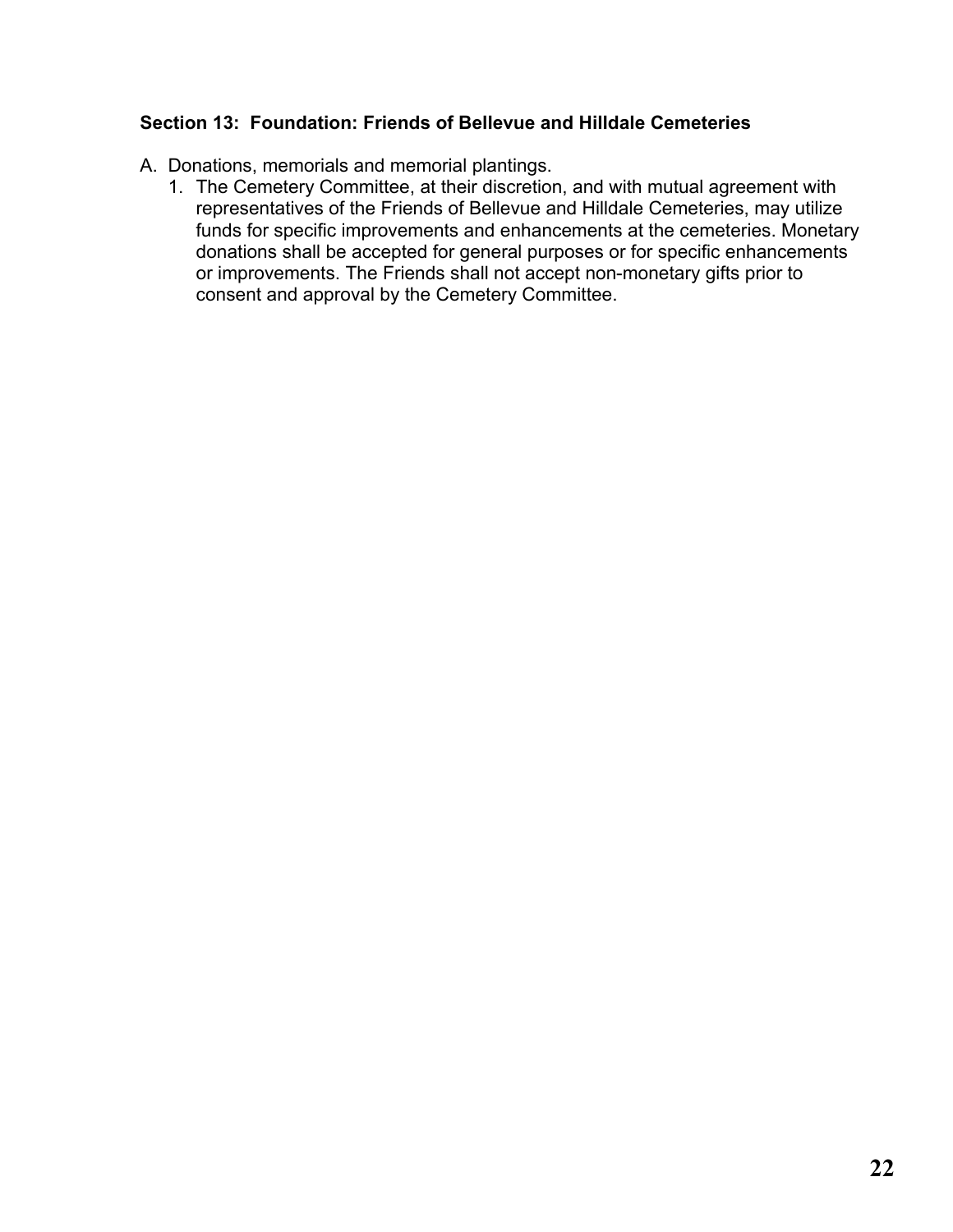### Section 13: Foundation: Friends of Bellevue and Hilldale Cemeteries

A. Donations, memorials and memorial plantings.
   1. The Cemetery Committee, at their discretion, and with mutual agreement with representatives of the Friends of Bellevue and Hilldale Cemeteries, may utilize funds for specific improvements and enhancements at the cemeteries. Monetary donations shall be accepted for general purposes or for specific enhancements or improvements. The Friends shall not accept non-monetary gifts prior to consent and approval by the Cemetery Committee.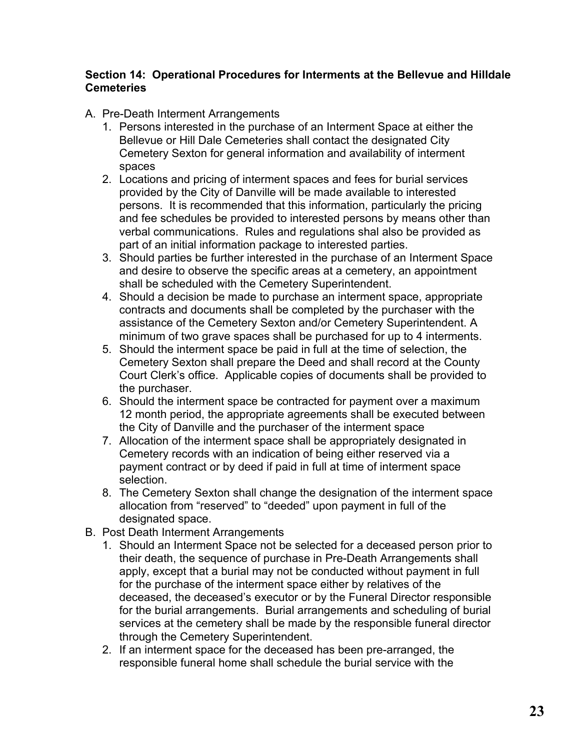**Section 14: Operational Procedures for Interments at the Bellevue and Hilldale Cemeteries**

A. Pre-Death Interment Arrangements
   1. Persons interested in the purchase of an Interment Space at either the Bellevue or Hill Dale Cemeteries shall contact the designated City Cemetery Sexton for general information and availability of interment spaces
   2. Locations and pricing of interment spaces and fees for burial services provided by the City of Danville will be made available to interested persons. It is recommended that this information, particularly the pricing and fee schedules be provided to interested persons by means other than verbal communications. Rules and regulations shal also be provided as part of an initial information package to interested parties.
   3. Should parties be further interested in the purchase of an Interment Space and desire to observe the specific areas at a cemetery, an appointment shall be scheduled with the Cemetery Superintendent.
   4. Should a decision be made to purchase an interment space, appropriate contracts and documents shall be completed by the purchaser with the assistance of the Cemetery Sexton and/or Cemetery Superintendent. A minimum of two grave spaces shall be purchased for up to 4 interments.
   5. Should the interment space be paid in full at the time of selection, the Cemetery Sexton shall prepare the Deed and shall record at the County Court Clerk's office. Applicable copies of documents shall be provided to the purchaser.
   6. Should the interment space be contracted for payment over a maximum 12 month period, the appropriate agreements shall be executed between the City of Danville and the purchaser of the interment space
   7. Allocation of the interment space shall be appropriately designated in Cemetery records with an indication of being either reserved via a payment contract or by deed if paid in full at time of interment space selection.
   8. The Cemetery Sexton shall change the designation of the interment space allocation from "reserved" to "deeded" upon payment in full of the designated space.

B. Post Death Interment Arrangements
   1. Should an Interment Space not be selected for a deceased person prior to their death, the sequence of purchase in Pre-Death Arrangements shall apply, except that a burial may not be conducted without payment in full for the purchase of the interment space either by relatives of the deceased, the deceased's executor or by the Funeral Director responsible for the burial arrangements. Burial arrangements and scheduling of burial services at the cemetery shall be made by the responsible funeral director through the Cemetery Superintendent.
   2. If an interment space for the deceased has been pre-arranged, the responsible funeral home shall schedule the burial service with the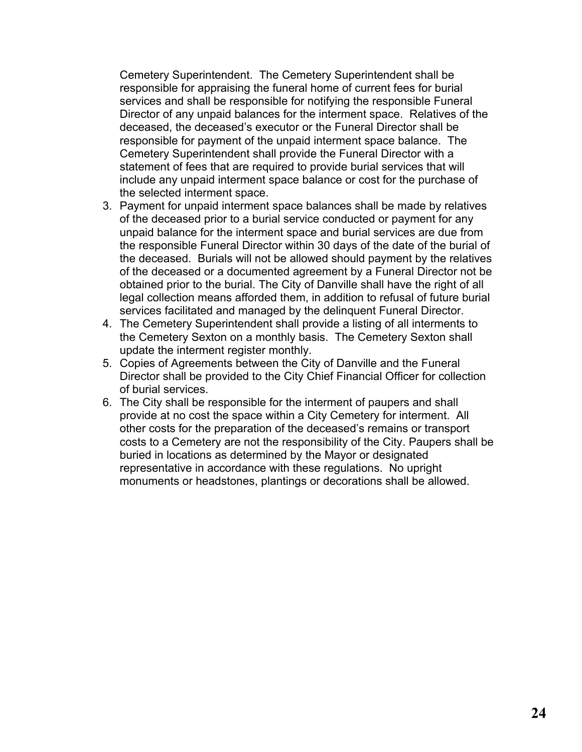Cemetery Superintendent. The Cemetery Superintendent shall be responsible for appraising the funeral home of current fees for burial services and shall be responsible for notifying the responsible Funeral Director of any unpaid balances for the interment space. Relatives of the deceased, the deceased's executor or the Funeral Director shall be responsible for payment of the unpaid interment space balance. The Cemetery Superintendent shall provide the Funeral Director with a statement of fees that are required to provide burial services that will include any unpaid interment space balance or cost for the purchase of the selected interment space.

3. Payment for unpaid interment space balances shall be made by relatives of the deceased prior to a burial service conducted or payment for any unpaid balance for the interment space and burial services are due from the responsible Funeral Director within 30 days of the date of the burial of the deceased. Burials will not be allowed should payment by the relatives of the deceased or a documented agreement by a Funeral Director not be obtained prior to the burial. The City of Danville shall have the right of all legal collection means afforded them, in addition to refusal of future burial services facilitated and managed by the delinquent Funeral Director.
4. The Cemetery Superintendent shall provide a listing of all interments to the Cemetery Sexton on a monthly basis. The Cemetery Sexton shall update the interment register monthly.
5. Copies of Agreements between the City of Danville and the Funeral Director shall be provided to the City Chief Financial Officer for collection of burial services.
6. The City shall be responsible for the interment of paupers and shall provide at no cost the space within a City Cemetery for interment. All other costs for the preparation of the deceased's remains or transport costs to a Cemetery are not the responsibility of the City. Paupers shall be buried in locations as determined by the Mayor or designated representative in accordance with these regulations. No upright monuments or headstones, plantings or decorations shall be allowed.